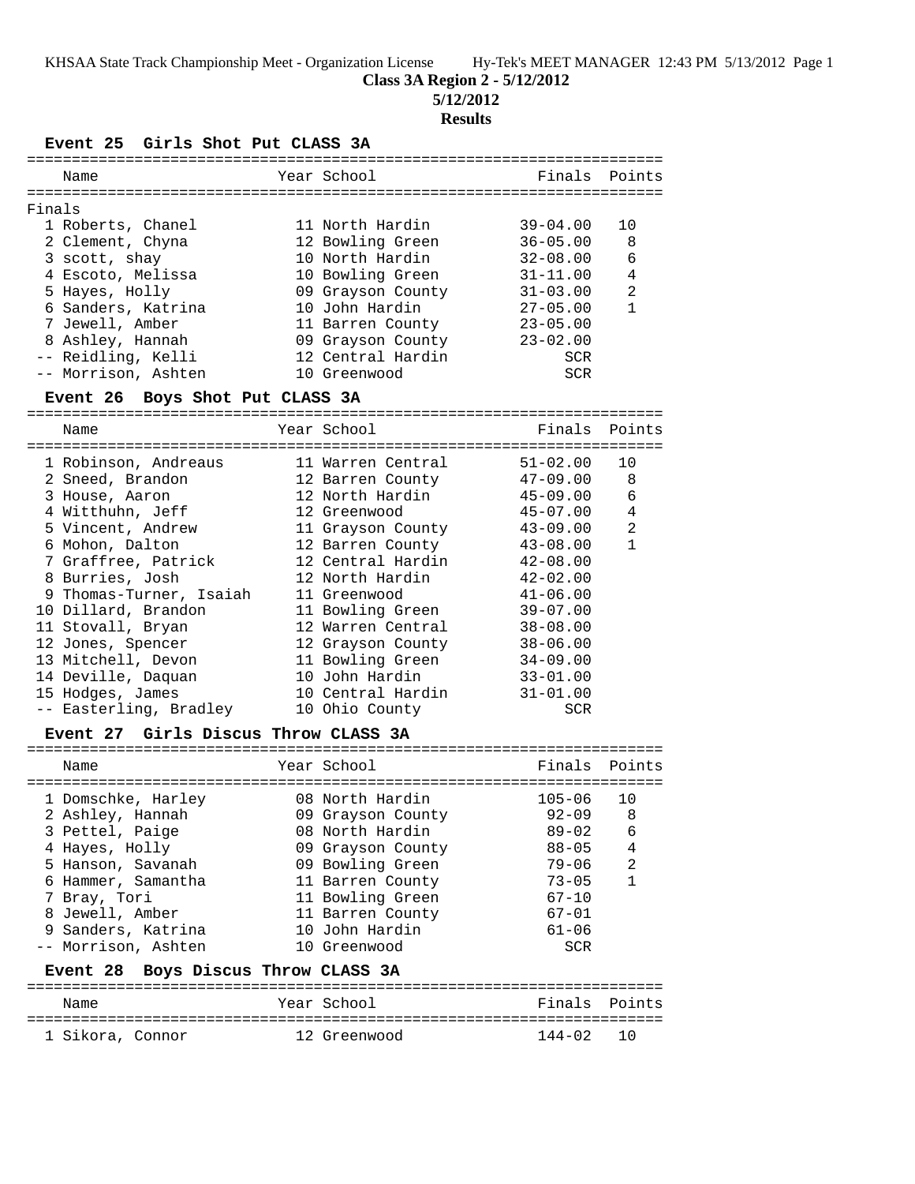**Class 3A Region 2 - 5/12/2012**

**5/12/2012**

**Results**

### Event 25 Girls Shot Put CLASS 3A

Finals

| | Name | Year | School | Finals | Points |
|---|---|---|---|---|---|
| 1 | Roberts, Chanel | 11 | North Hardin | 39-04.00 | 10 |
| 2 | Clement, Chyna | 12 | Bowling Green | 36-05.00 | 8 |
| 3 | scott, shay | 10 | North Hardin | 32-08.00 | 6 |
| 4 | Escoto, Melissa | 10 | Bowling Green | 31-11.00 | 4 |
| 5 | Hayes, Holly | 09 | Grayson County | 31-03.00 | 2 |
| 6 | Sanders, Katrina | 10 | John Hardin | 27-05.00 | 1 |
| 7 | Jewell, Amber | 11 | Barren County | 23-05.00 | |
| 8 | Ashley, Hannah | 09 | Grayson County | 23-02.00 | |
| -- | Reidling, Kelli | 12 | Central Hardin | SCR | |
| -- | Morrison, Ashten | 10 | Greenwood | SCR | |

### Event 26 Boys Shot Put CLASS 3A

| | Name | Year | School | Finals | Points |
|---|---|---|---|---|---|
| 1 | Robinson, Andreaus | 11 | Warren Central | 51-02.00 | 10 |
| 2 | Sneed, Brandon | 12 | Barren County | 47-09.00 | 8 |
| 3 | House, Aaron | 12 | North Hardin | 45-09.00 | 6 |
| 4 | Witthuhn, Jeff | 12 | Greenwood | 45-07.00 | 4 |
| 5 | Vincent, Andrew | 11 | Grayson County | 43-09.00 | 2 |
| 6 | Mohon, Dalton | 12 | Barren County | 43-08.00 | 1 |
| 7 | Graffree, Patrick | 12 | Central Hardin | 42-08.00 | |
| 8 | Burries, Josh | 12 | North Hardin | 42-02.00 | |
| 9 | Thomas-Turner, Isaiah | 11 | Greenwood | 41-06.00 | |
| 10 | Dillard, Brandon | 11 | Bowling Green | 39-07.00 | |
| 11 | Stovall, Bryan | 12 | Warren Central | 38-08.00 | |
| 12 | Jones, Spencer | 12 | Grayson County | 38-06.00 | |
| 13 | Mitchell, Devon | 11 | Bowling Green | 34-09.00 | |
| 14 | Deville, Daquan | 10 | John Hardin | 33-01.00 | |
| 15 | Hodges, James | 10 | Central Hardin | 31-01.00 | |
| -- | Easterling, Bradley | 10 | Ohio County | SCR | |

### Event 27 Girls Discus Throw CLASS 3A

| | Name | Year | School | Finals | Points |
|---|---|---|---|---|---|
| 1 | Domschke, Harley | 08 | North Hardin | 105-06 | 10 |
| 2 | Ashley, Hannah | 09 | Grayson County | 92-09 | 8 |
| 3 | Pettel, Paige | 08 | North Hardin | 89-02 | 6 |
| 4 | Hayes, Holly | 09 | Grayson County | 88-05 | 4 |
| 5 | Hanson, Savanah | 09 | Bowling Green | 79-06 | 2 |
| 6 | Hammer, Samantha | 11 | Barren County | 73-05 | 1 |
| 7 | Bray, Tori | 11 | Bowling Green | 67-10 | |
| 8 | Jewell, Amber | 11 | Barren County | 67-01 | |
| 9 | Sanders, Katrina | 10 | John Hardin | 61-06 | |
| -- | Morrison, Ashten | 10 | Greenwood | SCR | |

### Event 28 Boys Discus Throw CLASS 3A

| | Name | Year | School | Finals | Points |
|---|---|---|---|---|---|
| 1 | Sikora, Connor | 12 | Greenwood | 144-02 | 10 |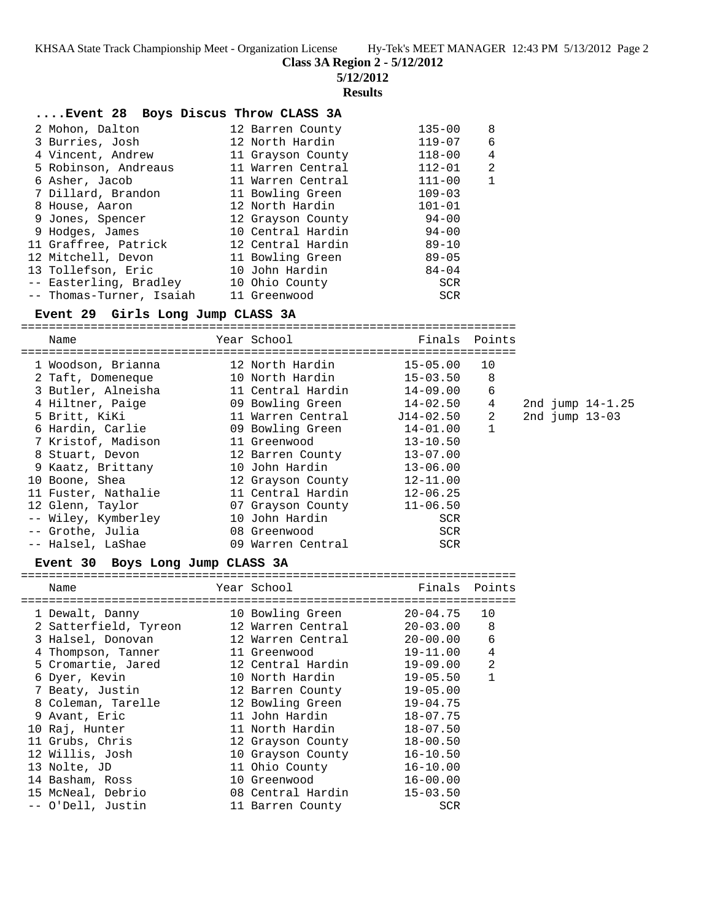**Class 3A Region 2 - 5/12/2012**

**5/12/2012**

**Results**

### ....Event 28 Boys Discus Throw CLASS 3A

| | | | | |
|---|---|---|---|---|
| 2 | Mohon, Dalton | 12 Barren County | 135-00 | 8 |
| 3 | Burries, Josh | 12 North Hardin | 119-07 | 6 |
| 4 | Vincent, Andrew | 11 Grayson County | 118-00 | 4 |
| 5 | Robinson, Andreaus | 11 Warren Central | 112-01 | 2 |
| 6 | Asher, Jacob | 11 Warren Central | 111-00 | 1 |
| 7 | Dillard, Brandon | 11 Bowling Green | 109-03 | |
| 8 | House, Aaron | 12 North Hardin | 101-01 | |
| 9 | Jones, Spencer | 12 Grayson County | 94-00 | |
| 9 | Hodges, James | 10 Central Hardin | 94-00 | |
| 11 | Graffree, Patrick | 12 Central Hardin | 89-10 | |
| 12 | Mitchell, Devon | 11 Bowling Green | 89-05 | |
| 13 | Tollefson, Eric | 10 John Hardin | 84-04 | |
| -- | Easterling, Bradley | 10 Ohio County | SCR | |
| -- | Thomas-Turner, Isaiah | 11 Greenwood | SCR | |

### Event 29 Girls Long Jump CLASS 3A

| | Name | Year School | Finals | Points | |
|---|---|---|---|---|---|
| 1 | Woodson, Brianna | 12 North Hardin | 15-05.00 | 10 | |
| 2 | Taft, Domeneque | 10 North Hardin | 15-03.50 | 8 | |
| 3 | Butler, Alneisha | 11 Central Hardin | 14-09.00 | 6 | |
| 4 | Hiltner, Paige | 09 Bowling Green | 14-02.50 | 4 | 2nd jump 14-1.25 |
| 5 | Britt, KiKi | 11 Warren Central | J14-02.50 | 2 | 2nd jump 13-03 |
| 6 | Hardin, Carlie | 09 Bowling Green | 14-01.00 | 1 | |
| 7 | Kristof, Madison | 11 Greenwood | 13-10.50 | | |
| 8 | Stuart, Devon | 12 Barren County | 13-07.00 | | |
| 9 | Kaatz, Brittany | 10 John Hardin | 13-06.00 | | |
| 10 | Boone, Shea | 12 Grayson County | 12-11.00 | | |
| 11 | Fuster, Nathalie | 11 Central Hardin | 12-06.25 | | |
| 12 | Glenn, Taylor | 07 Grayson County | 11-06.50 | | |
| -- | Wiley, Kymberley | 10 John Hardin | SCR | | |
| -- | Grothe, Julia | 08 Greenwood | SCR | | |
| -- | Halsel, LaShae | 09 Warren Central | SCR | | |

### Event 30 Boys Long Jump CLASS 3A

| | Name | Year School | Finals | Points |
|---|---|---|---|---|
| 1 | Dewalt, Danny | 10 Bowling Green | 20-04.75 | 10 |
| 2 | Satterfield, Tyreon | 12 Warren Central | 20-03.00 | 8 |
| 3 | Halsel, Donovan | 12 Warren Central | 20-00.00 | 6 |
| 4 | Thompson, Tanner | 11 Greenwood | 19-11.00 | 4 |
| 5 | Cromartie, Jared | 12 Central Hardin | 19-09.00 | 2 |
| 6 | Dyer, Kevin | 10 North Hardin | 19-05.50 | 1 |
| 7 | Beaty, Justin | 12 Barren County | 19-05.00 | |
| 8 | Coleman, Tarelle | 12 Bowling Green | 19-04.75 | |
| 9 | Avant, Eric | 11 John Hardin | 18-07.75 | |
| 10 | Raj, Hunter | 11 North Hardin | 18-07.50 | |
| 11 | Grubs, Chris | 12 Grayson County | 18-00.50 | |
| 12 | Willis, Josh | 10 Grayson County | 16-10.50 | |
| 13 | Nolte, JD | 11 Ohio County | 16-10.00 | |
| 14 | Basham, Ross | 10 Greenwood | 16-00.00 | |
| 15 | McNeal, Debrio | 08 Central Hardin | 15-03.50 | |
| -- | O'Dell, Justin | 11 Barren County | SCR | |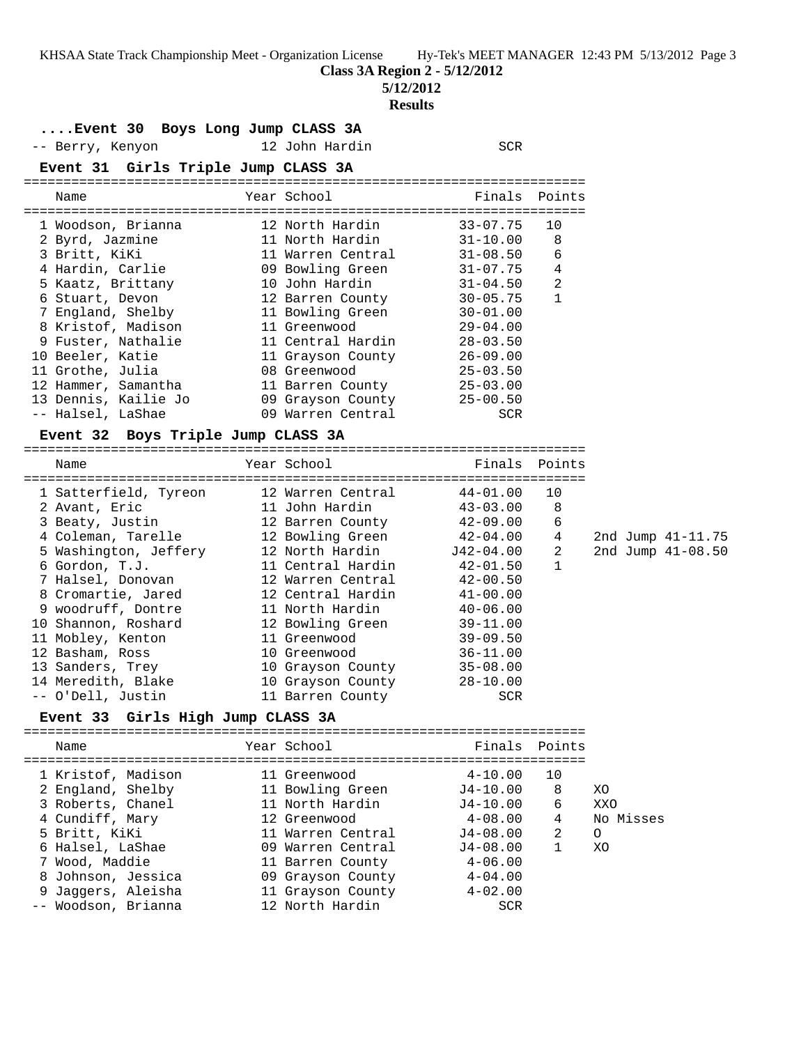**Class 3A Region 2 - 5/12/2012**

**5/12/2012**

**Results**

### ....Event 30 Boys Long Jump CLASS 3A

| | | | | |
|---|---|---|---|---|
| -- | Berry, Kenyon | 12 | John Hardin | SCR |

### Event 31 Girls Triple Jump CLASS 3A

| | Name | Year | School | Finals | Points |
|---|---|---|---|---|---|
| 1 | Woodson, Brianna | 12 | North Hardin | 33-07.75 | 10 |
| 2 | Byrd, Jazmine | 11 | North Hardin | 31-10.00 | 8 |
| 3 | Britt, KiKi | 11 | Warren Central | 31-08.50 | 6 |
| 4 | Hardin, Carlie | 09 | Bowling Green | 31-07.75 | 4 |
| 5 | Kaatz, Brittany | 10 | John Hardin | 31-04.50 | 2 |
| 6 | Stuart, Devon | 12 | Barren County | 30-05.75 | 1 |
| 7 | England, Shelby | 11 | Bowling Green | 30-01.00 | |
| 8 | Kristof, Madison | 11 | Greenwood | 29-04.00 | |
| 9 | Fuster, Nathalie | 11 | Central Hardin | 28-03.50 | |
| 10 | Beeler, Katie | 11 | Grayson County | 26-09.00 | |
| 11 | Grothe, Julia | 08 | Greenwood | 25-03.50 | |
| 12 | Hammer, Samantha | 11 | Barren County | 25-03.00 | |
| 13 | Dennis, Kailie Jo | 09 | Grayson County | 25-00.50 | |
| -- | Halsel, LaShae | 09 | Warren Central | SCR | |

### Event 32 Boys Triple Jump CLASS 3A

| | Name | Year | School | Finals | Points | |
|---|---|---|---|---|---|---|
| 1 | Satterfield, Tyreon | 12 | Warren Central | 44-01.00 | 10 | |
| 2 | Avant, Eric | 11 | John Hardin | 43-03.00 | 8 | |
| 3 | Beaty, Justin | 12 | Barren County | 42-09.00 | 6 | |
| 4 | Coleman, Tarelle | 12 | Bowling Green | 42-04.00 | 4 | 2nd Jump 41-11.75 |
| 5 | Washington, Jeffery | 12 | North Hardin | J42-04.00 | 2 | 2nd Jump 41-08.50 |
| 6 | Gordon, T.J. | 11 | Central Hardin | 42-01.50 | 1 | |
| 7 | Halsel, Donovan | 12 | Warren Central | 42-00.50 | | |
| 8 | Cromartie, Jared | 12 | Central Hardin | 41-00.00 | | |
| 9 | woodruff, Dontre | 11 | North Hardin | 40-06.00 | | |
| 10 | Shannon, Roshard | 12 | Bowling Green | 39-11.00 | | |
| 11 | Mobley, Kenton | 11 | Greenwood | 39-09.50 | | |
| 12 | Basham, Ross | 10 | Greenwood | 36-11.00 | | |
| 13 | Sanders, Trey | 10 | Grayson County | 35-08.00 | | |
| 14 | Meredith, Blake | 10 | Grayson County | 28-10.00 | | |
| -- | O'Dell, Justin | 11 | Barren County | SCR | | |

### Event 33 Girls High Jump CLASS 3A

| | Name | Year | School | Finals | Points | |
|---|---|---|---|---|---|---|
| 1 | Kristof, Madison | 11 | Greenwood | 4-10.00 | 10 | |
| 2 | England, Shelby | 11 | Bowling Green | J4-10.00 | 8 | XO |
| 3 | Roberts, Chanel | 11 | North Hardin | J4-10.00 | 6 | XXO |
| 4 | Cundiff, Mary | 12 | Greenwood | 4-08.00 | 4 | No Misses |
| 5 | Britt, KiKi | 11 | Warren Central | J4-08.00 | 2 | O |
| 6 | Halsel, LaShae | 09 | Warren Central | J4-08.00 | 1 | XO |
| 7 | Wood, Maddie | 11 | Barren County | 4-06.00 | | |
| 8 | Johnson, Jessica | 09 | Grayson County | 4-04.00 | | |
| 9 | Jaggers, Aleisha | 11 | Grayson County | 4-02.00 | | |
| -- | Woodson, Brianna | 12 | North Hardin | SCR | | |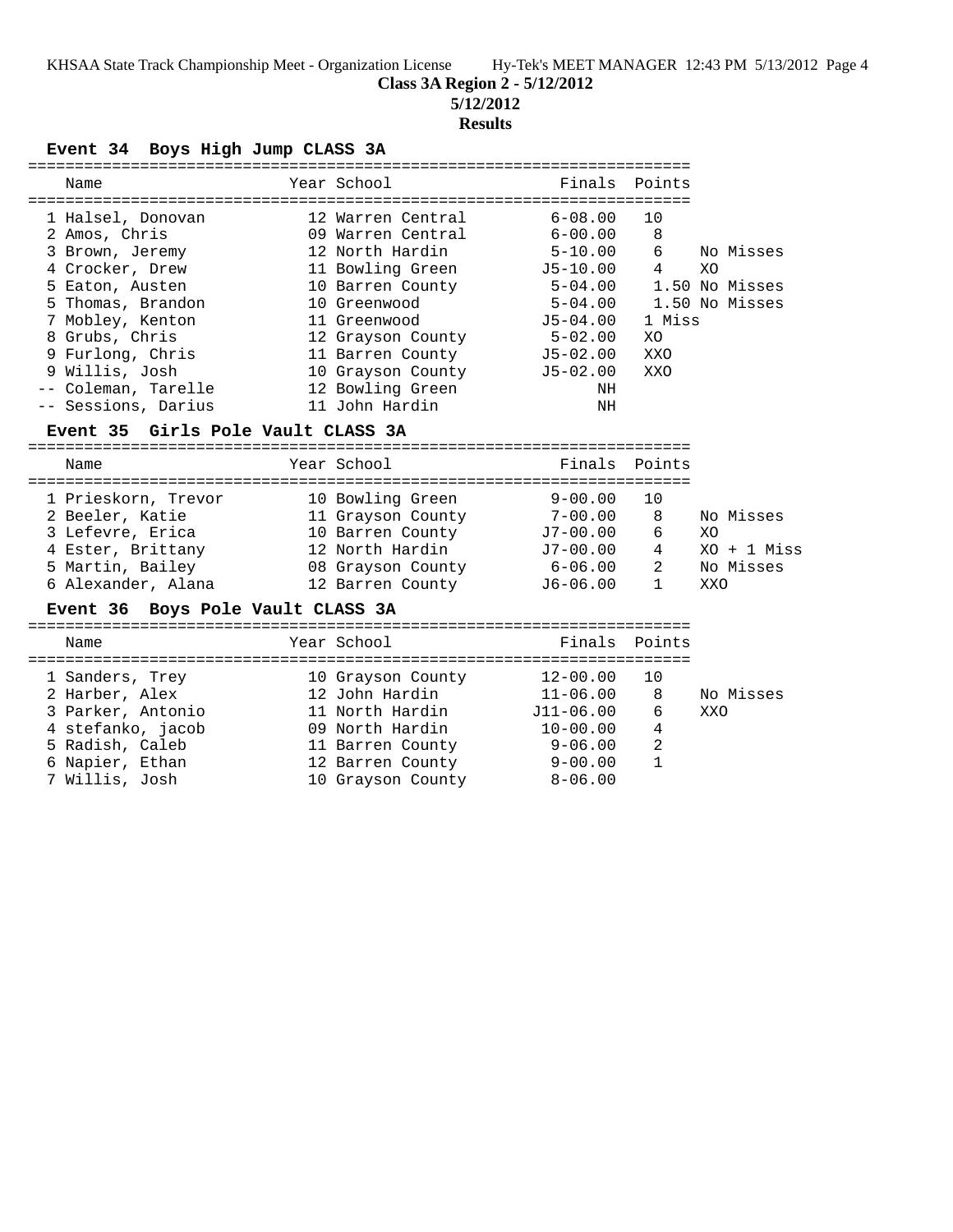KHSAA State Track Championship Meet - Organization License Hy-Tek's MEET MANAGER 12:43 PM 5/13/2012 Page 4

**Class 3A Region 2 - 5/12/2012**

**5/12/2012**

**Results**

### Event 34 Boys High Jump CLASS 3A

| | Name | Year | School | Finals | Points | |
|---|---|---|---|---|---|---|
| 1 | Halsel, Donovan | 12 | Warren Central | 6-08.00 | 10 | |
| 2 | Amos, Chris | 09 | Warren Central | 6-00.00 | 8 | |
| 3 | Brown, Jeremy | 12 | North Hardin | 5-10.00 | 6 | No Misses |
| 4 | Crocker, Drew | 11 | Bowling Green | J5-10.00 | 4 | XO |
| 5 | Eaton, Austen | 10 | Barren County | 5-04.00 | 1.50 | No Misses |
| 5 | Thomas, Brandon | 10 | Greenwood | 5-04.00 | 1.50 | No Misses |
| 7 | Mobley, Kenton | 11 | Greenwood | J5-04.00 | | 1 Miss |
| 8 | Grubs, Chris | 12 | Grayson County | 5-02.00 | | XO |
| 9 | Furlong, Chris | 11 | Barren County | J5-02.00 | | XXO |
| 9 | Willis, Josh | 10 | Grayson County | J5-02.00 | | XXO |
| -- | Coleman, Tarelle | 12 | Bowling Green | NH | | |
| -- | Sessions, Darius | 11 | John Hardin | NH | | |

### Event 35 Girls Pole Vault CLASS 3A

| | Name | Year | School | Finals | Points | |
|---|---|---|---|---|---|---|
| 1 | Prieskorn, Trevor | 10 | Bowling Green | 9-00.00 | 10 | |
| 2 | Beeler, Katie | 11 | Grayson County | 7-00.00 | 8 | No Misses |
| 3 | Lefevre, Erica | 10 | Barren County | J7-00.00 | 6 | XO |
| 4 | Ester, Brittany | 12 | North Hardin | J7-00.00 | 4 | XO + 1 Miss |
| 5 | Martin, Bailey | 08 | Grayson County | 6-06.00 | 2 | No Misses |
| 6 | Alexander, Alana | 12 | Barren County | J6-06.00 | 1 | XXO |

### Event 36 Boys Pole Vault CLASS 3A

| | Name | Year | School | Finals | Points | |
|---|---|---|---|---|---|---|
| 1 | Sanders, Trey | 10 | Grayson County | 12-00.00 | 10 | |
| 2 | Harber, Alex | 12 | John Hardin | 11-06.00 | 8 | No Misses |
| 3 | Parker, Antonio | 11 | North Hardin | J11-06.00 | 6 | XXO |
| 4 | stefanko, jacob | 09 | North Hardin | 10-00.00 | 4 | |
| 5 | Radish, Caleb | 11 | Barren County | 9-06.00 | 2 | |
| 6 | Napier, Ethan | 12 | Barren County | 9-00.00 | 1 | |
| 7 | Willis, Josh | 10 | Grayson County | 8-06.00 | | |